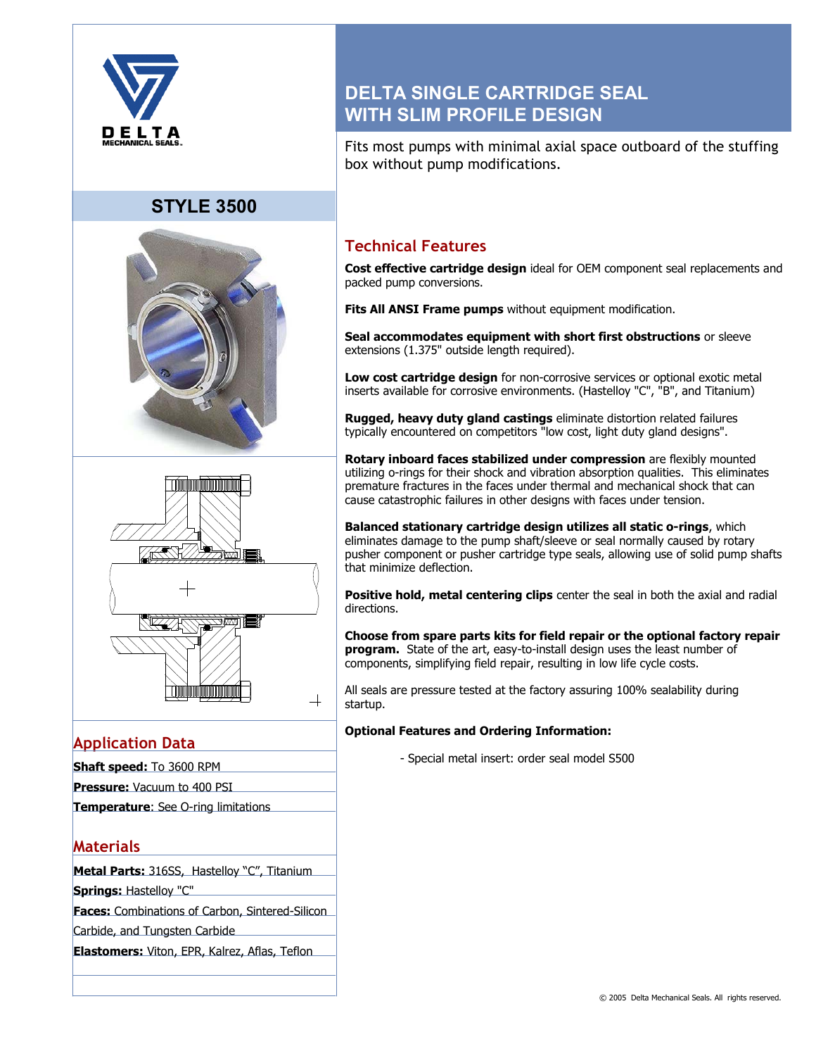DELTA MECHANICAL SEALS

# STYLE 3500

# DELTA SINGLE CARTRIDGE SEAL WITH SLIM PROFILE DESIGN

Fits most pumps with minimal axial space outboard of the stuffing box without pump modifications.

## Technical Features

**Cost effective cartridge design** ideal for OEM component seal replacements and packed pump conversions.

**Fits All ANSI Frame pumps** without equipment modification.

**Seal accommodates equipment with short first obstructions** or sleeve extensions (1.375" outside length required).

**Low cost cartridge design** for non-corrosive services or optional exotic metal inserts available for corrosive environments. (Hastelloy "C", "B", and Titanium)

**Rugged, heavy duty gland castings** eliminate distortion related failures typically encountered on competitors "low cost, light duty gland designs".

**Rotary inboard faces stabilized under compression** are flexibly mounted utilizing o-rings for their shock and vibration absorption qualities. This eliminates premature fractures in the faces under thermal and mechanical shock that can cause catastrophic failures in other designs with faces under tension.

**Balanced stationary cartridge design utilizes all static o-rings**, which eliminates damage to the pump shaft/sleeve or seal normally caused by rotary pusher component or pusher cartridge type seals, allowing use of solid pump shafts that minimize deflection.

**Positive hold, metal centering clips** center the seal in both the axial and radial directions.

**Choose from spare parts kits for field repair or the optional factory repair program.** State of the art, easy-to-install design uses the least number of components, simplifying field repair, resulting in low life cycle costs.

All seals are pressure tested at the factory assuring 100% sealability during startup.

**Optional Features and Ordering Information:**

- Special metal insert: order seal model S500

## Application Data

**Shaft speed:** To 3600 RPM

**Pressure:** Vacuum to 400 PSI

**Temperature**: See O-ring limitations

## Materials

**Metal Parts:** 316SS, Hastelloy "C", Titanium

**Springs:** Hastelloy "C"

**Faces:** Combinations of Carbon, Sintered-Silicon Carbide, and Tungsten Carbide

**Elastomers:** Viton, EPR, Kalrez, Aflas, Teflon

© 2005 Delta Mechanical Seals. All rights reserved.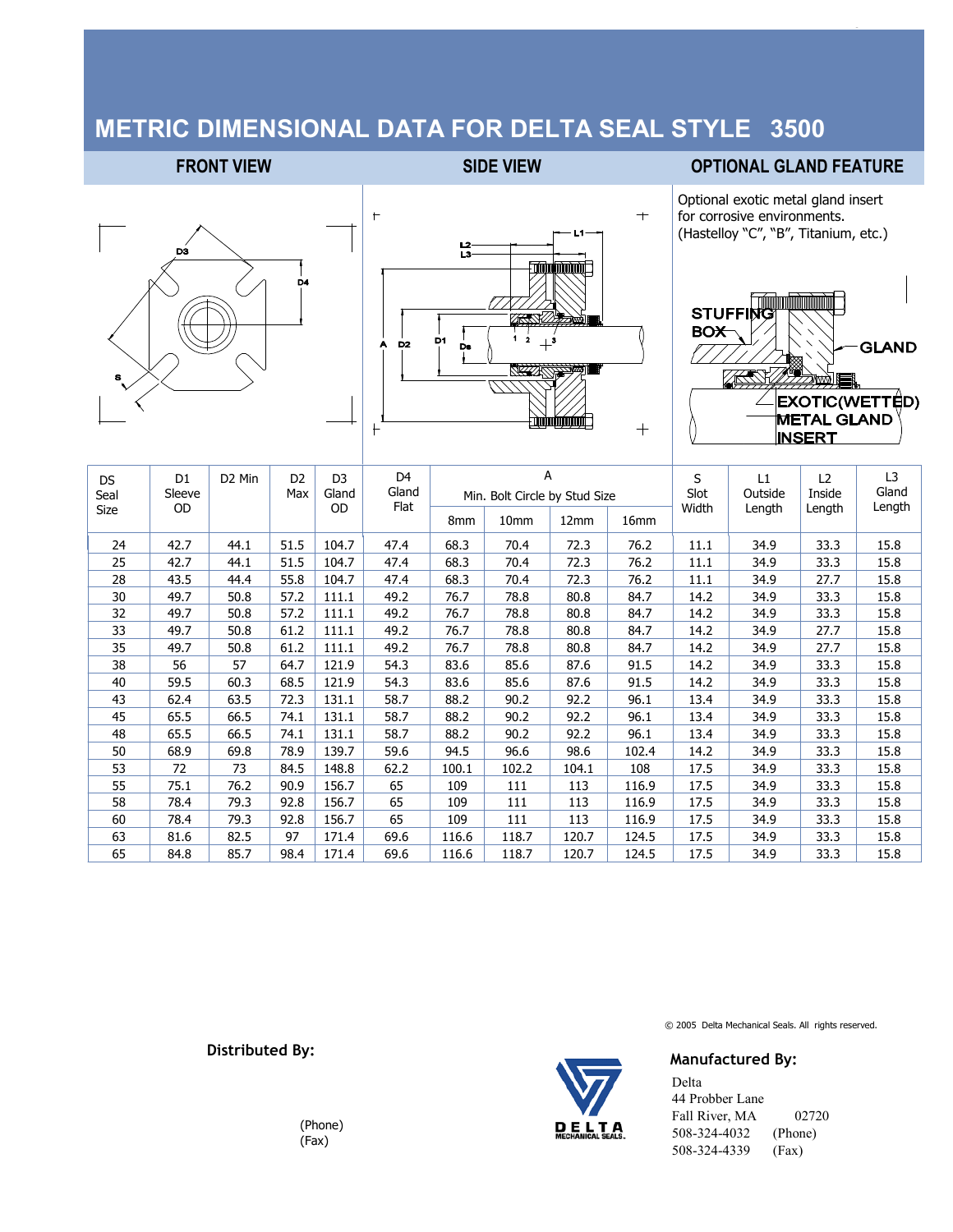# METRIC DIMENSIONAL DATA FOR DELTA SEAL STYLE 3500

**FRONT VIEW** | **SIDE VIEW** | **OPTIONAL GLAND FEATURE**

D3

D4

S

L2

L3

L1

A

D2

D1

Ds

1 2 3

Optional exotic metal gland insert for corrosive environments. (Hastelloy "C", "B", Titanium, etc.)

STUFFING BOX

GLAND

EXOTIC(WETTED) METAL GLAND INSERT

| DS Seal Size | D1 Sleeve OD | D2 Min | D2 Max | D3 Gland OD | D4 Gland Flat | A Min. Bolt Circle by Stud Size | | | | S Slot Width | L1 Outside Length | L2 Inside Length | L3 Gland Length |
|---|---|---|---|---|---|---|---|---|---|---|---|---|---|
| | | | | | | 8mm | 10mm | 12mm | 16mm | | | | |
| 24 | 42.7 | 44.1 | 51.5 | 104.7 | 47.4 | 68.3 | 70.4 | 72.3 | 76.2 | 11.1 | 34.9 | 33.3 | 15.8 |
| 25 | 42.7 | 44.1 | 51.5 | 104.7 | 47.4 | 68.3 | 70.4 | 72.3 | 76.2 | 11.1 | 34.9 | 33.3 | 15.8 |
| 28 | 43.5 | 44.4 | 55.8 | 104.7 | 47.4 | 68.3 | 70.4 | 72.3 | 76.2 | 11.1 | 34.9 | 27.7 | 15.8 |
| 30 | 49.7 | 50.8 | 57.2 | 111.1 | 49.2 | 76.7 | 78.8 | 80.8 | 84.7 | 14.2 | 34.9 | 33.3 | 15.8 |
| 32 | 49.7 | 50.8 | 57.2 | 111.1 | 49.2 | 76.7 | 78.8 | 80.8 | 84.7 | 14.2 | 34.9 | 33.3 | 15.8 |
| 33 | 49.7 | 50.8 | 61.2 | 111.1 | 49.2 | 76.7 | 78.8 | 80.8 | 84.7 | 14.2 | 34.9 | 27.7 | 15.8 |
| 35 | 49.7 | 50.8 | 61.2 | 111.1 | 49.2 | 76.7 | 78.8 | 80.8 | 84.7 | 14.2 | 34.9 | 27.7 | 15.8 |
| 38 | 56 | 57 | 64.7 | 121.9 | 54.3 | 83.6 | 85.6 | 87.6 | 91.5 | 14.2 | 34.9 | 33.3 | 15.8 |
| 40 | 59.5 | 60.3 | 68.5 | 121.9 | 54.3 | 83.6 | 85.6 | 87.6 | 91.5 | 14.2 | 34.9 | 33.3 | 15.8 |
| 43 | 62.4 | 63.5 | 72.3 | 131.1 | 58.7 | 88.2 | 90.2 | 92.2 | 96.1 | 13.4 | 34.9 | 33.3 | 15.8 |
| 45 | 65.5 | 66.5 | 74.1 | 131.1 | 58.7 | 88.2 | 90.2 | 92.2 | 96.1 | 13.4 | 34.9 | 33.3 | 15.8 |
| 48 | 65.5 | 66.5 | 74.1 | 131.1 | 58.7 | 88.2 | 90.2 | 92.2 | 96.1 | 13.4 | 34.9 | 33.3 | 15.8 |
| 50 | 68.9 | 69.8 | 78.9 | 139.7 | 59.6 | 94.5 | 96.6 | 98.6 | 102.4 | 14.2 | 34.9 | 33.3 | 15.8 |
| 53 | 72 | 73 | 84.5 | 148.8 | 62.2 | 100.1 | 102.2 | 104.1 | 108 | 17.5 | 34.9 | 33.3 | 15.8 |
| 55 | 75.1 | 76.2 | 90.9 | 156.7 | 65 | 109 | 111 | 113 | 116.9 | 17.5 | 34.9 | 33.3 | 15.8 |
| 58 | 78.4 | 79.3 | 92.8 | 156.7 | 65 | 109 | 111 | 113 | 116.9 | 17.5 | 34.9 | 33.3 | 15.8 |
| 60 | 78.4 | 79.3 | 92.8 | 156.7 | 65 | 109 | 111 | 113 | 116.9 | 17.5 | 34.9 | 33.3 | 15.8 |
| 63 | 81.6 | 82.5 | 97 | 171.4 | 69.6 | 116.6 | 118.7 | 120.7 | 124.5 | 17.5 | 34.9 | 33.3 | 15.8 |
| 65 | 84.8 | 85.7 | 98.4 | 171.4 | 69.6 | 116.6 | 118.7 | 120.7 | 124.5 | 17.5 | 34.9 | 33.3 | 15.8 |

© 2005 Delta Mechanical Seals. All rights reserved.

**Distributed By:**

(Phone)
(Fax)

DELTA MECHANICAL SEALS.

**Manufactured By:**

Delta
44 Probber Lane
Fall River, MA 02720
508-324-4032 (Phone)
508-324-4339 (Fax)